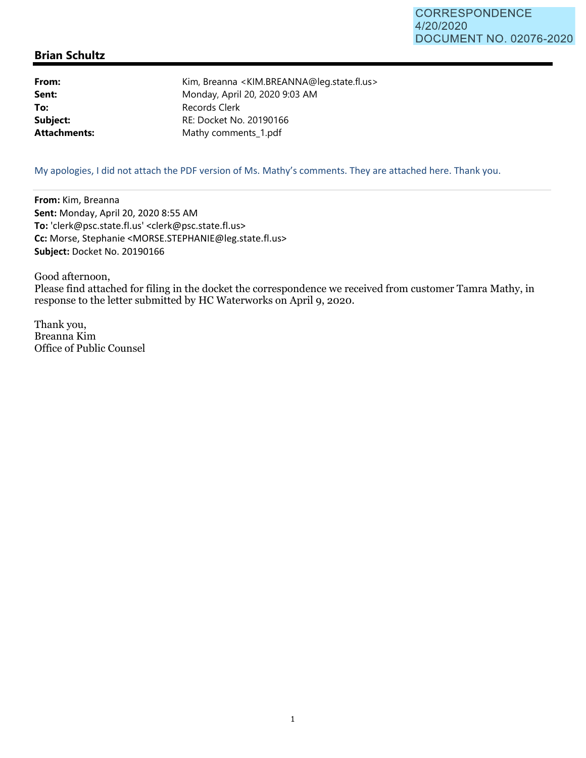CORRESPONDENCE
4/20/2020
DOCUMENT NO. 02076-2020

## Brian Schultz

**From:** Kim, Breanna <KIM.BREANNA@leg.state.fl.us>
**Sent:** Monday, April 20, 2020 9:03 AM
**To:** Records Clerk
**Subject:** RE: Docket No. 20190166
**Attachments:** Mathy comments_1.pdf

My apologies, I did not attach the PDF version of Ms. Mathy's comments. They are attached here. Thank you.

---

**From:** Kim, Breanna
**Sent:** Monday, April 20, 2020 8:55 AM
**To:** 'clerk@psc.state.fl.us' <clerk@psc.state.fl.us>
**Cc:** Morse, Stephanie <MORSE.STEPHANIE@leg.state.fl.us>
**Subject:** Docket No. 20190166

Good afternoon,
Please find attached for filing in the docket the correspondence we received from customer Tamra Mathy, in response to the letter submitted by HC Waterworks on April 9, 2020.

Thank you,
Breanna Kim
Office of Public Counsel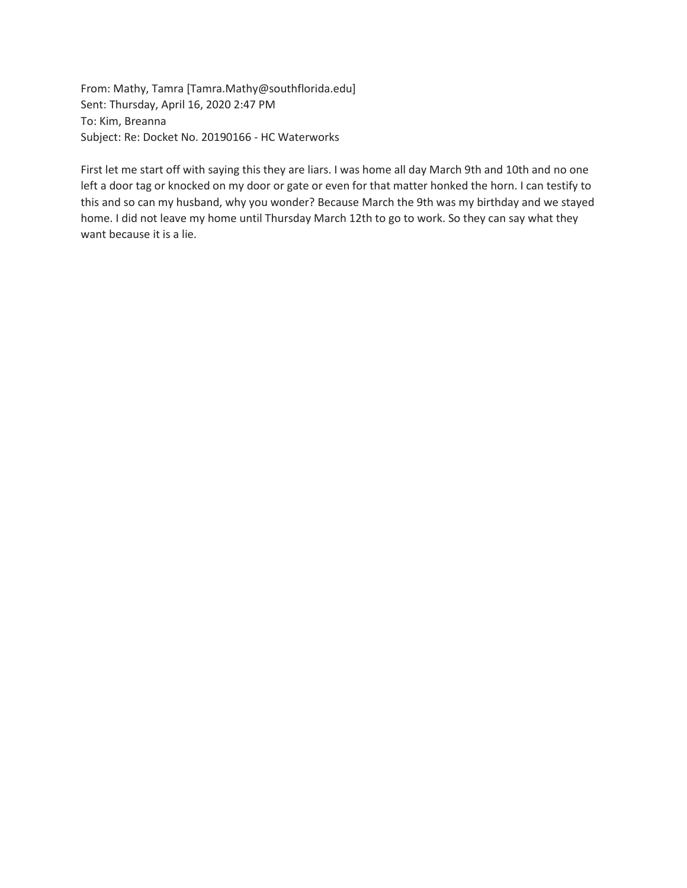From: Mathy, Tamra [Tamra.Mathy@southflorida.edu]
Sent: Thursday, April 16, 2020 2:47 PM
To: Kim, Breanna
Subject: Re: Docket No. 20190166 - HC Waterworks

First let me start off with saying this they are liars. I was home all day March 9th and 10th and no one left a door tag or knocked on my door or gate or even for that matter honked the horn. I can testify to this and so can my husband, why you wonder? Because March the 9th was my birthday and we stayed home. I did not leave my home until Thursday March 12th to go to work. So they can say what they want because it is a lie.